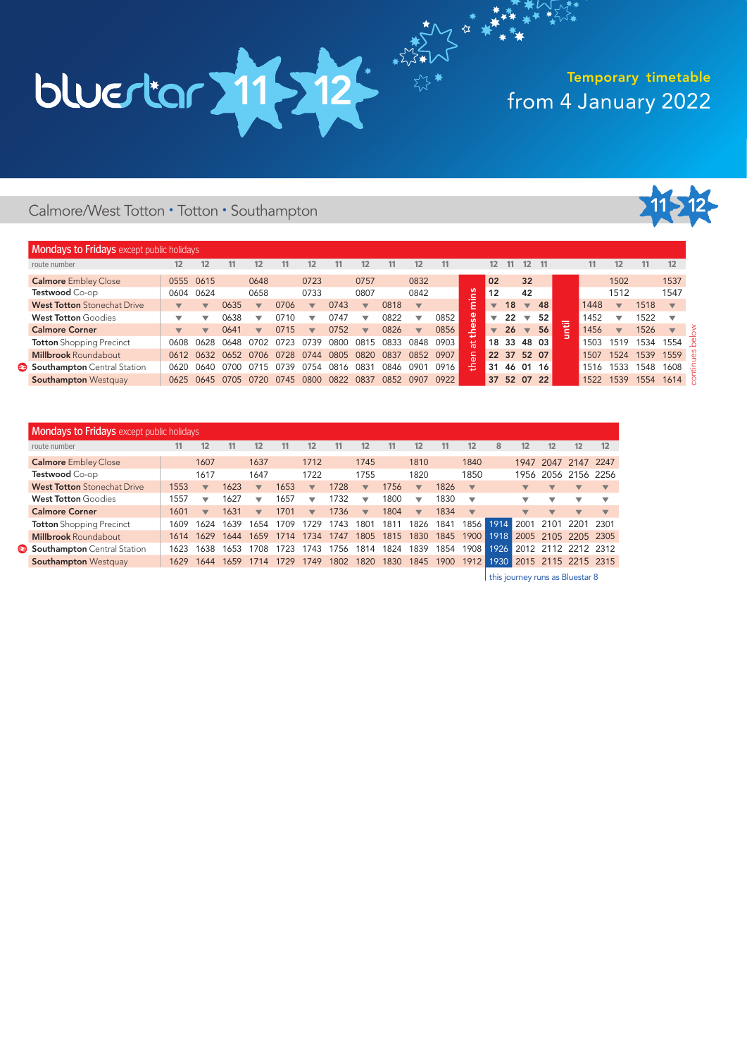# bluestar 11 12

**Temporary timetable**
from 4 January 2022

## Calmore/West Totton • Totton • Southampton

### Mondays to Fridays except public holidays

| route number | 12 | 12 | 11 | 12 | 11 | 12 | 11 | 12 | 11 | 12 | 11 | | 12 | 11 | 12 | 11 | | 11 | 12 | 11 | 12 |
|---|---|---|---|---|---|---|---|---|---|---|---|---|---|---|---|---|---|---|---|---|---|
| **Calmore** Embley Close | 0555 | 0615 | | 0648 | | 0723 | | 0757 | | 0832 | | then at these mins | 02 | | 32 | | until | | 1502 | | 1537 |
| **Testwood** Co-op | 0604 | 0624 | | 0658 | | 0733 | | 0807 | | 0842 | | | 12 | | 42 | | | | 1512 | | 1547 |
| **West Totton** Stonechat Drive | ▼ | ▼ | 0635 | ▼ | 0706 | ▼ | 0743 | ▼ | 0818 | ▼ | | | ▼ | 18 | ▼ | 48 | | 1448 | ▼ | 1518 | ▼ |
| **West Totton** Goodies | ▼ | ▼ | 0638 | ▼ | 0710 | ▼ | 0747 | ▼ | 0822 | ▼ | 0852 | | ▼ | 22 | ▼ | 52 | | 1452 | ▼ | 1522 | ▼ |
| **Calmore Corner** | ▼ | ▼ | 0641 | ▼ | 0715 | ▼ | 0752 | ▼ | 0826 | ▼ | 0856 | | ▼ | 26 | ▼ | 56 | | 1456 | ▼ | 1526 | ▼ |
| **Totton** Shopping Precinct | 0608 | 0628 | 0648 | 0702 | 0723 | 0739 | 0800 | 0815 | 0833 | 0848 | 0903 | | 18 | 33 | 48 | 03 | | 1503 | 1519 | 1534 | 1554 |
| **Millbrook** Roundabout | 0612 | 0632 | 0652 | 0706 | 0728 | 0744 | 0805 | 0820 | 0837 | 0852 | 0907 | | 22 | 37 | 52 | 07 | | 1507 | 1524 | 1539 | 1559 |
| **Southampton** Central Station | 0620 | 0640 | 0700 | 0715 | 0739 | 0754 | 0816 | 0831 | 0846 | 0901 | 0916 | | 31 | 46 | 01 | 16 | | 1516 | 1533 | 1548 | 1608 |
| **Southampton** Westquay | 0625 | 0645 | 0705 | 0720 | 0745 | 0800 | 0822 | 0837 | 0852 | 0907 | 0922 | | 37 | 52 | 07 | 22 | | 1522 | 1539 | 1554 | 1614 |

continues below

### Mondays to Fridays except public holidays

| route number | 11 | 12 | 11 | 12 | 11 | 12 | 11 | 12 | 11 | 12 | 11 | 12 | 8 | 12 | 12 | 12 | 12 |
|---|---|---|---|---|---|---|---|---|---|---|---|---|---|---|---|---|---|
| **Calmore** Embley Close | | 1607 | | 1637 | | 1712 | | 1745 | | 1810 | | 1840 | | 1947 | 2047 | 2147 | 2247 |
| **Testwood** Co-op | | 1617 | | 1647 | | 1722 | | 1755 | | 1820 | | 1850 | | 1956 | 2056 | 2156 | 2256 |
| **West Totton** Stonechat Drive | 1553 | ▼ | 1623 | ▼ | 1653 | ▼ | 1728 | ▼ | 1756 | ▼ | 1826 | ▼ | | ▼ | ▼ | ▼ | ▼ |
| **West Totton** Goodies | 1557 | ▼ | 1627 | ▼ | 1657 | ▼ | 1732 | ▼ | 1800 | ▼ | 1830 | ▼ | | ▼ | ▼ | ▼ | ▼ |
| **Calmore Corner** | 1601 | ▼ | 1631 | ▼ | 1701 | ▼ | 1736 | ▼ | 1804 | ▼ | 1834 | ▼ | | ▼ | ▼ | ▼ | ▼ |
| **Totton** Shopping Precinct | 1609 | 1624 | 1639 | 1654 | 1709 | 1729 | 1743 | 1801 | 1811 | 1826 | 1841 | 1856 | 1914 | 2001 | 2101 | 2201 | 2301 |
| **Millbrook** Roundabout | 1614 | 1629 | 1644 | 1659 | 1714 | 1734 | 1747 | 1805 | 1815 | 1830 | 1845 | 1900 | 1918 | 2005 | 2105 | 2205 | 2305 |
| **Southampton** Central Station | 1623 | 1638 | 1653 | 1708 | 1723 | 1743 | 1756 | 1814 | 1824 | 1839 | 1854 | 1908 | 1926 | 2012 | 2112 | 2212 | 2312 |
| **Southampton** Westquay | 1629 | 1644 | 1659 | 1714 | 1729 | 1749 | 1802 | 1820 | 1830 | 1845 | 1900 | 1912 | 1930 | 2015 | 2115 | 2215 | 2315 |

this journey runs as Bluestar 8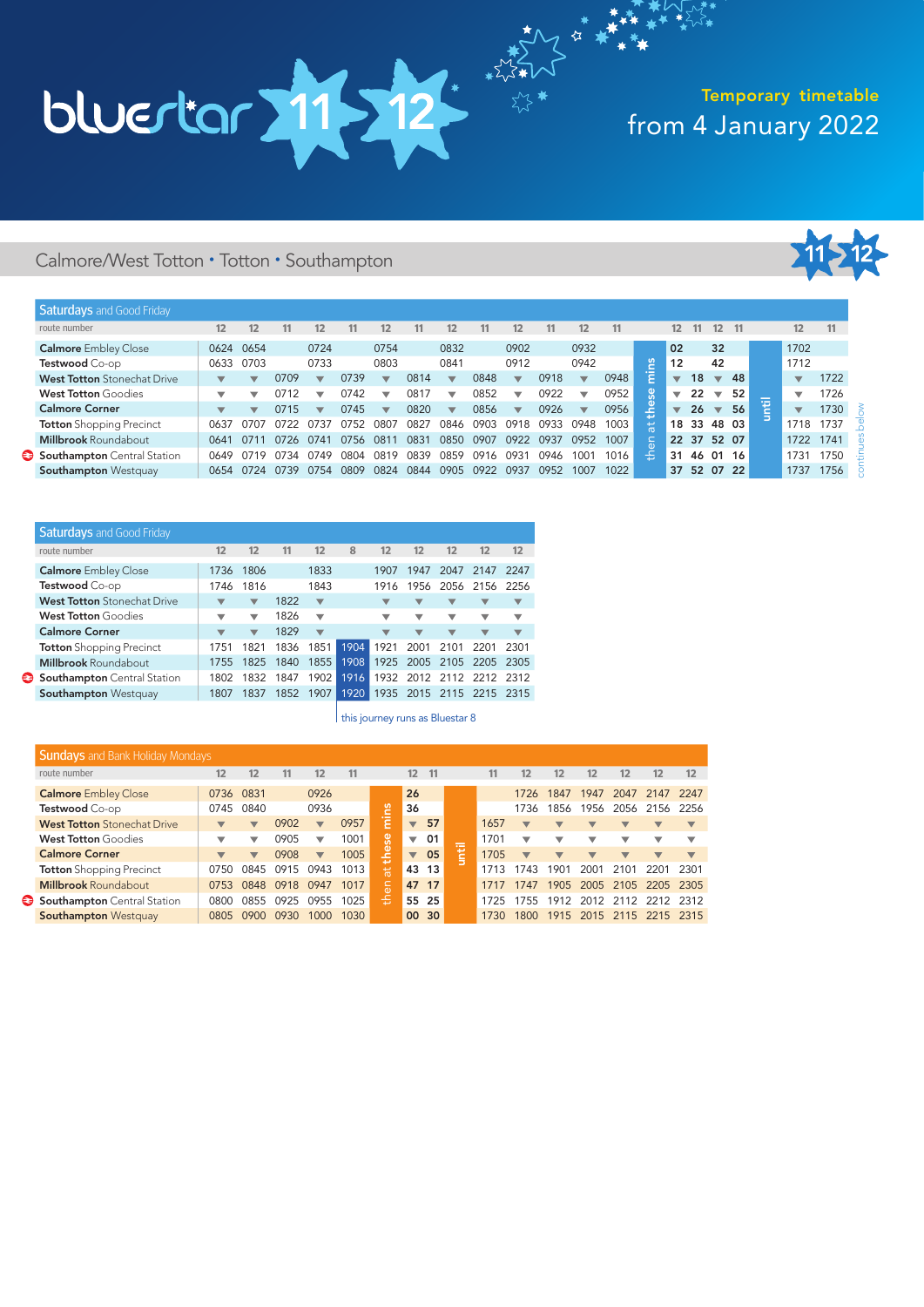# bluestar 11 12

**Temporary timetable**
from 4 January 2022

## Calmore/West Totton • Totton • Southampton

### Saturdays and Good Friday

| route number | 12 | 12 | 11 | 12 | 11 | 12 | 11 | 12 | 11 | 12 | 11 | 12 | 11 | | 12 | 11 | 12 | 11 | | 12 | 11 |
|---|---|---|---|---|---|---|---|---|---|---|---|---|---|---|---|---|---|---|---|---|---|
| **Calmore** Embley Close | 0624 | 0654 | | 0724 | | 0754 | | 0832 | | 0902 | | 0932 | | then at these mins | 02 | | 32 | | until | 1702 | |
| **Testwood** Co-op | 0633 | 0703 | | 0733 | | 0803 | | 0841 | | 0912 | | 0942 | | | 12 | | 42 | | | 1712 | |
| **West Totton** Stonechat Drive | ▼ | ▼ | 0709 | ▼ | 0739 | ▼ | 0814 | ▼ | 0848 | ▼ | 0918 | ▼ | 0948 | | ▼ | 18 | ▼ | 48 | | ▼ | 1722 |
| **West Totton** Goodies | ▼ | ▼ | 0712 | ▼ | 0742 | ▼ | 0817 | ▼ | 0852 | ▼ | 0922 | ▼ | 0952 | | ▼ | 22 | ▼ | 52 | | ▼ | 1726 |
| **Calmore Corner** | ▼ | ▼ | 0715 | ▼ | 0745 | ▼ | 0820 | ▼ | 0856 | ▼ | 0926 | ▼ | 0956 | | ▼ | 26 | ▼ | 56 | | ▼ | 1730 |
| **Totton** Shopping Precinct | 0637 | 0707 | 0722 | 0737 | 0752 | 0807 | 0827 | 0846 | 0903 | 0918 | 0933 | 0948 | 1003 | | 18 | 33 | 48 | 03 | | 1718 | 1737 |
| **Millbrook** Roundabout | 0641 | 0711 | 0726 | 0741 | 0756 | 0811 | 0831 | 0850 | 0907 | 0922 | 0937 | 0952 | 1007 | | 22 | 37 | 52 | 07 | | 1722 | 1741 |
| **Southampton** Central Station | 0649 | 0719 | 0734 | 0749 | 0804 | 0819 | 0839 | 0859 | 0916 | 0931 | 0946 | 1001 | 1016 | | 31 | 46 | 01 | 16 | | 1731 | 1750 |
| **Southampton** Westquay | 0654 | 0724 | 0739 | 0754 | 0809 | 0824 | 0844 | 0905 | 0922 | 0937 | 0952 | 1007 | 1022 | | 37 | 52 | 07 | 22 | | 1737 | 1756 |

continues below

### Saturdays and Good Friday

| route number | 12 | 12 | 11 | 12 | 8 | 12 | 12 | 12 | 12 | 12 |
|---|---|---|---|---|---|---|---|---|---|---|
| **Calmore** Embley Close | 1736 | 1806 | | 1833 | | 1907 | 1947 | 2047 | 2147 | 2247 |
| **Testwood** Co-op | 1746 | 1816 | | 1843 | | 1916 | 1956 | 2056 | 2156 | 2256 |
| **West Totton** Stonechat Drive | ▼ | ▼ | 1822 | ▼ | | ▼ | ▼ | ▼ | ▼ | ▼ |
| **West Totton** Goodies | ▼ | ▼ | 1826 | ▼ | | ▼ | ▼ | ▼ | ▼ | ▼ |
| **Calmore Corner** | ▼ | ▼ | 1829 | ▼ | | ▼ | ▼ | ▼ | ▼ | ▼ |
| **Totton** Shopping Precinct | 1751 | 1821 | 1836 | 1851 | 1904 | 1921 | 2001 | 2101 | 2201 | 2301 |
| **Millbrook** Roundabout | 1755 | 1825 | 1840 | 1855 | 1908 | 1925 | 2005 | 2105 | 2205 | 2305 |
| **Southampton** Central Station | 1802 | 1832 | 1847 | 1902 | 1916 | 1932 | 2012 | 2112 | 2212 | 2312 |
| **Southampton** Westquay | 1807 | 1837 | 1852 | 1907 | 1920 | 1935 | 2015 | 2115 | 2215 | 2315 |

this journey runs as Bluestar 8

### Sundays and Bank Holiday Mondays

| route number | 12 | 12 | 11 | 12 | 11 | | 12 | 11 | | 11 | 12 | 12 | 12 | 12 | 12 | 12 |
|---|---|---|---|---|---|---|---|---|---|---|---|---|---|---|---|---|
| **Calmore** Embley Close | 0736 | 0831 | | 0926 | | then at these mins | 26 | | until | | 1726 | 1847 | 1947 | 2047 | 2147 | 2247 |
| **Testwood** Co-op | 0745 | 0840 | | 0936 | | | 36 | | | | 1736 | 1856 | 1956 | 2056 | 2156 | 2256 |
| **West Totton** Stonechat Drive | ▼ | ▼ | 0902 | ▼ | 0957 | | ▼ | 57 | | 1657 | ▼ | ▼ | ▼ | ▼ | ▼ | ▼ |
| **West Totton** Goodies | ▼ | ▼ | 0905 | ▼ | 1001 | | ▼ | 01 | | 1701 | ▼ | ▼ | ▼ | ▼ | ▼ | ▼ |
| **Calmore Corner** | ▼ | ▼ | 0908 | ▼ | 1005 | | ▼ | 05 | | 1705 | ▼ | ▼ | ▼ | ▼ | ▼ | ▼ |
| **Totton** Shopping Precinct | 0750 | 0845 | 0915 | 0943 | 1013 | | 43 | 13 | | 1713 | 1743 | 1901 | 2001 | 2101 | 2201 | 2301 |
| **Millbrook** Roundabout | 0753 | 0848 | 0918 | 0947 | 1017 | | 47 | 17 | | 1717 | 1747 | 1905 | 2005 | 2105 | 2205 | 2305 |
| **Southampton** Central Station | 0800 | 0855 | 0925 | 0955 | 1025 | | 55 | 25 | | 1725 | 1755 | 1912 | 2012 | 2112 | 2212 | 2312 |
| **Southampton** Westquay | 0805 | 0900 | 0930 | 1000 | 1030 | | 00 | 30 | | 1730 | 1800 | 1915 | 2015 | 2115 | 2215 | 2315 |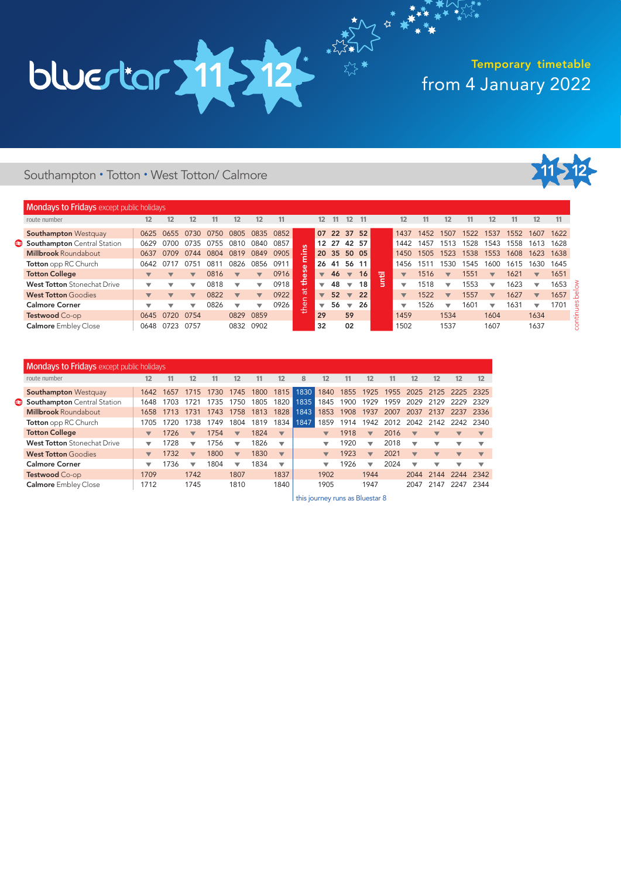# bluestar 11 12

**Temporary timetable**
from 4 January 2022

## Southampton • Totton • West Totton/ Calmore

### Mondays to Fridays except public holidays

| route number | 12 | 12 | 12 | 11 | 12 | 12 | 11 | | 12 | 11 | 12 | 11 | | 12 | 11 | 12 | 11 | 12 | 11 | 12 | 11 |
|---|---|---|---|---|---|---|---|---|---|---|---|---|---|---|---|---|---|---|---|---|---|
| **Southampton** Westquay | 0625 | 0655 | 0730 | 0750 | 0805 | 0835 | 0852 | then at these mins | 07 | 22 | 37 | 52 | until | 1437 | 1452 | 1507 | 1522 | 1537 | 1552 | 1607 | 1622 |
| **Southampton** Central Station | 0629 | 0700 | 0735 | 0755 | 0810 | 0840 | 0857 | | 12 | 27 | 42 | 57 | | 1442 | 1457 | 1513 | 1528 | 1543 | 1558 | 1613 | 1628 |
| **Millbrook** Roundabout | 0637 | 0709 | 0744 | 0804 | 0819 | 0849 | 0905 | | 20 | 35 | 50 | 05 | | 1450 | 1505 | 1523 | 1538 | 1553 | 1608 | 1623 | 1638 |
| **Totton** opp RC Church | 0642 | 0717 | 0751 | 0811 | 0826 | 0856 | 0911 | | 26 | 41 | 56 | 11 | | 1456 | 1511 | 1530 | 1545 | 1600 | 1615 | 1630 | 1645 |
| **Totton College** | ▼ | ▼ | ▼ | 0816 | ▼ | ▼ | 0916 | | ▼ | 46 | ▼ | 16 | | ▼ | 1516 | ▼ | 1551 | ▼ | 1621 | ▼ | 1651 |
| **West Totton** Stonechat Drive | ▼ | ▼ | ▼ | 0818 | ▼ | ▼ | 0918 | | ▼ | 48 | ▼ | 18 | | ▼ | 1518 | ▼ | 1553 | ▼ | 1623 | ▼ | 1653 |
| **West Totton** Goodies | ▼ | ▼ | ▼ | 0822 | ▼ | ▼ | 0922 | | ▼ | 52 | ▼ | 22 | | ▼ | 1522 | ▼ | 1557 | ▼ | 1627 | ▼ | 1657 |
| **Calmore Corner** | ▼ | ▼ | ▼ | 0826 | ▼ | ▼ | 0926 | | ▼ | 56 | ▼ | 26 | | ▼ | 1526 | ▼ | 1601 | ▼ | 1631 | ▼ | 1701 |
| **Testwood** Co-op | 0645 | 0720 | 0754 | | 0829 | 0859 | | | 29 | | 59 | | | 1459 | | 1534 | | 1604 | | 1634 | |
| **Calmore** Embley Close | 0648 | 0723 | 0757 | | 0832 | 0902 | | | 32 | | 02 | | | 1502 | | 1537 | | 1607 | | 1637 | |

continues below

### Mondays to Fridays except public holidays

| route number | 12 | 11 | 12 | 11 | 12 | 11 | 12 | 8 | 12 | 11 | 12 | 11 | 12 | 12 | 12 | 12 |
|---|---|---|---|---|---|---|---|---|---|---|---|---|---|---|---|---|
| **Southampton** Westquay | 1642 | 1657 | 1715 | 1730 | 1745 | 1800 | 1815 | 1830 | 1840 | 1855 | 1925 | 1955 | 2025 | 2125 | 2225 | 2325 |
| **Southampton** Central Station | 1648 | 1703 | 1721 | 1735 | 1750 | 1805 | 1820 | 1835 | 1845 | 1900 | 1929 | 1959 | 2029 | 2129 | 2229 | 2329 |
| **Millbrook** Roundabout | 1658 | 1713 | 1731 | 1743 | 1758 | 1813 | 1828 | 1843 | 1853 | 1908 | 1937 | 2007 | 2037 | 2137 | 2237 | 2336 |
| **Totton** opp RC Church | 1705 | 1720 | 1738 | 1749 | 1804 | 1819 | 1834 | 1847 | 1859 | 1914 | 1942 | 2012 | 2042 | 2142 | 2242 | 2340 |
| **Totton College** | ▼ | 1726 | ▼ | 1754 | ▼ | 1824 | ▼ | | ▼ | 1918 | ▼ | 2016 | ▼ | ▼ | ▼ | ▼ |
| **West Totton** Stonechat Drive | ▼ | 1728 | ▼ | 1756 | ▼ | 1826 | ▼ | | ▼ | 1920 | ▼ | 2018 | ▼ | ▼ | ▼ | ▼ |
| **West Totton** Goodies | ▼ | 1732 | ▼ | 1800 | ▼ | 1830 | ▼ | | ▼ | 1923 | ▼ | 2021 | ▼ | ▼ | ▼ | ▼ |
| **Calmore Corner** | ▼ | 1736 | ▼ | 1804 | ▼ | 1834 | ▼ | | ▼ | 1926 | ▼ | 2024 | ▼ | ▼ | ▼ | ▼ |
| **Testwood** Co-op | 1709 | | 1742 | | 1807 | | 1837 | | 1902 | | 1944 | | 2044 | 2144 | 2244 | 2342 |
| **Calmore** Embley Close | 1712 | | 1745 | | 1810 | | 1840 | | 1905 | | 1947 | | 2047 | 2147 | 2247 | 2344 |

this journey runs as Bluestar 8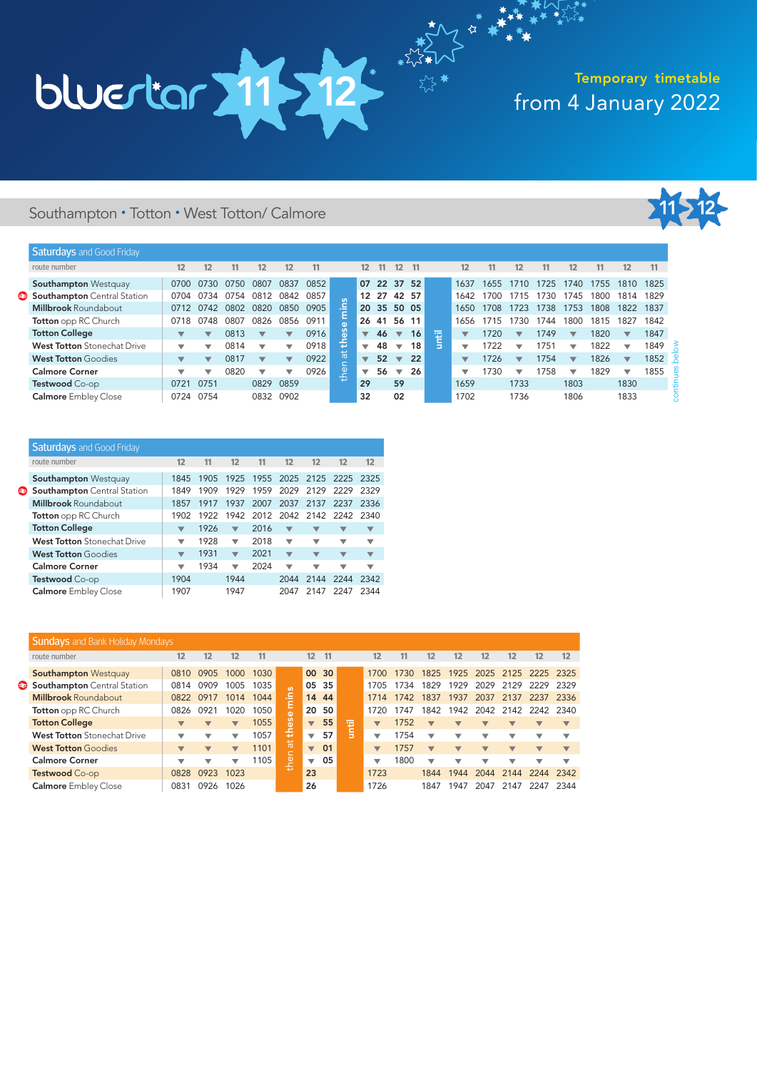# bluestar 11 12

**Temporary timetable**
**from 4 January 2022**

## Southampton • Totton • West Totton/ Calmore

### Saturdays and Good Friday

| route number | 12 | 12 | 11 | 12 | 12 | 11 | | 12 | 11 | 12 | 11 | | 12 | 11 | 12 | 11 | 12 | 11 | 12 | 11 |
|---|---|---|---|---|---|---|---|---|---|---|---|---|---|---|---|---|---|---|---|---|
| **Southampton** Westquay | 0700 | 0730 | 0750 | 0807 | 0837 | 0852 | then at these mins | 07 | 22 | 37 | 52 | until | 1637 | 1655 | 1710 | 1725 | 1740 | 1755 | 1810 | 1825 |
| **Southampton** Central Station | 0704 | 0734 | 0754 | 0812 | 0842 | 0857 | | 12 | 27 | 42 | 57 | | 1642 | 1700 | 1715 | 1730 | 1745 | 1800 | 1814 | 1829 |
| **Millbrook** Roundabout | 0712 | 0742 | 0802 | 0820 | 0850 | 0905 | | 20 | 35 | 50 | 05 | | 1650 | 1708 | 1723 | 1738 | 1753 | 1808 | 1822 | 1837 |
| **Totton** opp RC Church | 0718 | 0748 | 0807 | 0826 | 0856 | 0911 | | 26 | 41 | 56 | 11 | | 1656 | 1715 | 1730 | 1744 | 1800 | 1815 | 1827 | 1842 |
| **Totton College** | ▼ | ▼ | 0813 | ▼ | ▼ | 0916 | | ▼ | 46 | ▼ | 16 | | ▼ | 1720 | ▼ | 1749 | ▼ | 1820 | ▼ | 1847 |
| **West Totton** Stonechat Drive | ▼ | ▼ | 0814 | ▼ | ▼ | 0918 | | ▼ | 48 | ▼ | 18 | | ▼ | 1722 | ▼ | 1751 | ▼ | 1822 | ▼ | 1849 |
| **West Totton** Goodies | ▼ | ▼ | 0817 | ▼ | ▼ | 0922 | | ▼ | 52 | ▼ | 22 | | ▼ | 1726 | ▼ | 1754 | ▼ | 1826 | ▼ | 1852 |
| **Calmore Corner** | ▼ | ▼ | 0820 | ▼ | ▼ | 0926 | | ▼ | 56 | ▼ | 26 | | ▼ | 1730 | ▼ | 1758 | ▼ | 1829 | ▼ | 1855 |
| **Testwood** Co-op | 0721 | 0751 | | 0829 | 0859 | | | 29 | | 59 | | | 1659 | | 1733 | | 1803 | | 1830 | |
| **Calmore** Embley Close | 0724 | 0754 | | 0832 | 0902 | | | 32 | | 02 | | | 1702 | | 1736 | | 1806 | | 1833 | |

continues below

### Saturdays and Good Friday

| route number | 12 | 11 | 12 | 11 | 12 | 12 | 12 | 12 |
|---|---|---|---|---|---|---|---|---|
| **Southampton** Westquay | 1845 | 1905 | 1925 | 1955 | 2025 | 2125 | 2225 | 2325 |
| **Southampton** Central Station | 1849 | 1909 | 1929 | 1959 | 2029 | 2129 | 2229 | 2329 |
| **Millbrook** Roundabout | 1857 | 1917 | 1937 | 2007 | 2037 | 2137 | 2237 | 2336 |
| **Totton** opp RC Church | 1902 | 1922 | 1942 | 2012 | 2042 | 2142 | 2242 | 2340 |
| **Totton College** | ▼ | 1926 | ▼ | 2016 | ▼ | ▼ | ▼ | ▼ |
| **West Totton** Stonechat Drive | ▼ | 1928 | ▼ | 2018 | ▼ | ▼ | ▼ | ▼ |
| **West Totton** Goodies | ▼ | 1931 | ▼ | 2021 | ▼ | ▼ | ▼ | ▼ |
| **Calmore Corner** | ▼ | 1934 | ▼ | 2024 | ▼ | ▼ | ▼ | ▼ |
| **Testwood** Co-op | 1904 | | 1944 | | 2044 | 2144 | 2244 | 2342 |
| **Calmore** Embley Close | 1907 | | 1947 | | 2047 | 2147 | 2247 | 2344 |

### Sundays and Bank Holiday Mondays

| route number | 12 | 12 | 12 | 11 | | 12 | 11 | | 12 | 11 | 12 | 12 | 12 | 12 | 12 | 12 |
|---|---|---|---|---|---|---|---|---|---|---|---|---|---|---|---|---|
| **Southampton** Westquay | 0810 | 0905 | 1000 | 1030 | then at these mins | 00 | 30 | until | 1700 | 1730 | 1825 | 1925 | 2025 | 2125 | 2225 | 2325 |
| **Southampton** Central Station | 0814 | 0909 | 1005 | 1035 | | 05 | 35 | | 1705 | 1734 | 1829 | 1929 | 2029 | 2129 | 2229 | 2329 |
| **Millbrook** Roundabout | 0822 | 0917 | 1014 | 1044 | | 14 | 44 | | 1714 | 1742 | 1837 | 1937 | 2037 | 2137 | 2237 | 2336 |
| **Totton** opp RC Church | 0826 | 0921 | 1020 | 1050 | | 20 | 50 | | 1720 | 1747 | 1842 | 1942 | 2042 | 2142 | 2242 | 2340 |
| **Totton College** | ▼ | ▼ | ▼ | 1055 | | ▼ | 55 | | ▼ | 1752 | ▼ | ▼ | ▼ | ▼ | ▼ | ▼ |
| **West Totton** Stonechat Drive | ▼ | ▼ | ▼ | 1057 | | ▼ | 57 | | ▼ | 1754 | ▼ | ▼ | ▼ | ▼ | ▼ | ▼ |
| **West Totton** Goodies | ▼ | ▼ | ▼ | 1101 | | ▼ | 01 | | ▼ | 1757 | ▼ | ▼ | ▼ | ▼ | ▼ | ▼ |
| **Calmore Corner** | ▼ | ▼ | ▼ | 1105 | | ▼ | 05 | | ▼ | 1800 | ▼ | ▼ | ▼ | ▼ | ▼ | ▼ |
| **Testwood** Co-op | 0828 | 0923 | 1023 | | | 23 | | | 1723 | | 1844 | 1944 | 2044 | 2144 | 2244 | 2342 |
| **Calmore** Embley Close | 0831 | 0926 | 1026 | | | 26 | | | 1726 | | 1847 | 1947 | 2047 | 2147 | 2247 | 2344 |